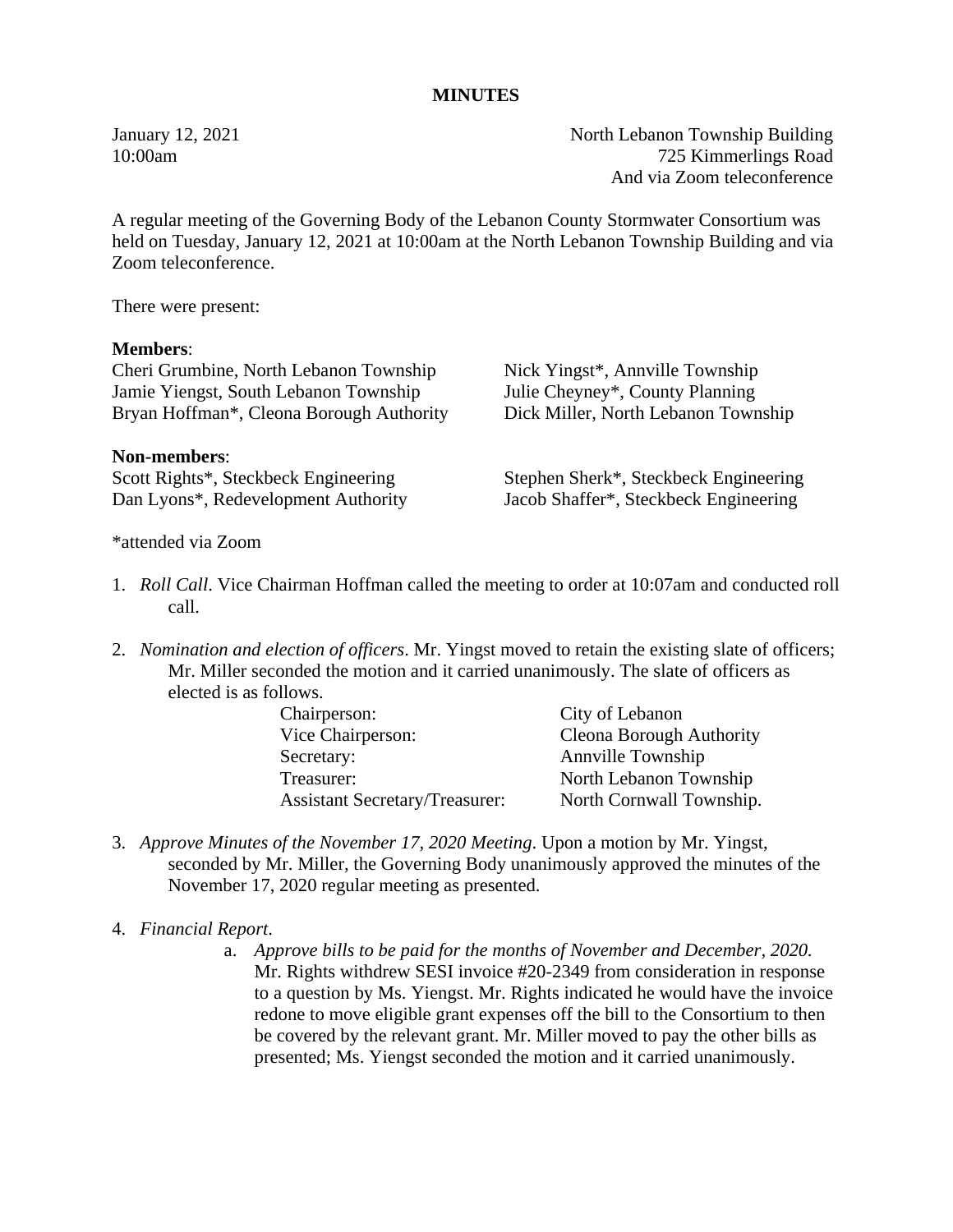**MINUTES**

January 12, 2021
10:00am

North Lebanon Township Building
725 Kimmerlings Road
And via Zoom teleconference

A regular meeting of the Governing Body of the Lebanon County Stormwater Consortium was held on Tuesday, January 12, 2021 at 10:00am at the North Lebanon Township Building and via Zoom teleconference.

There were present:

**Members**:

Cheri Grumbine, North Lebanon Township
Jamie Yiengst, South Lebanon Township
Bryan Hoffman*, Cleona Borough Authority
Nick Yingst*, Annville Township
Julie Cheyney*, County Planning
Dick Miller, North Lebanon Township

**Non-members**:

Scott Rights*, Steckbeck Engineering
Dan Lyons*, Redevelopment Authority
Stephen Sherk*, Steckbeck Engineering
Jacob Shaffer*, Steckbeck Engineering

*attended via Zoom

1. *Roll Call*. Vice Chairman Hoffman called the meeting to order at 10:07am and conducted roll call.

2. *Nomination and election of officers*. Mr. Yingst moved to retain the existing slate of officers; Mr. Miller seconded the motion and it carried unanimously. The slate of officers as elected is as follows.

| | |
|---|---|
| Chairperson: | City of Lebanon |
| Vice Chairperson: | Cleona Borough Authority |
| Secretary: | Annville Township |
| Treasurer: | North Lebanon Township |
| Assistant Secretary/Treasurer: | North Cornwall Township. |

3. *Approve Minutes of the November 17, 2020 Meeting*. Upon a motion by Mr. Yingst, seconded by Mr. Miller, the Governing Body unanimously approved the minutes of the November 17, 2020 regular meeting as presented.

4. *Financial Report*.
   a. *Approve bills to be paid for the months of November and December, 2020.* Mr. Rights withdrew SESI invoice #20-2349 from consideration in response to a question by Ms. Yiengst. Mr. Rights indicated he would have the invoice redone to move eligible grant expenses off the bill to the Consortium to then be covered by the relevant grant. Mr. Miller moved to pay the other bills as presented; Ms. Yiengst seconded the motion and it carried unanimously.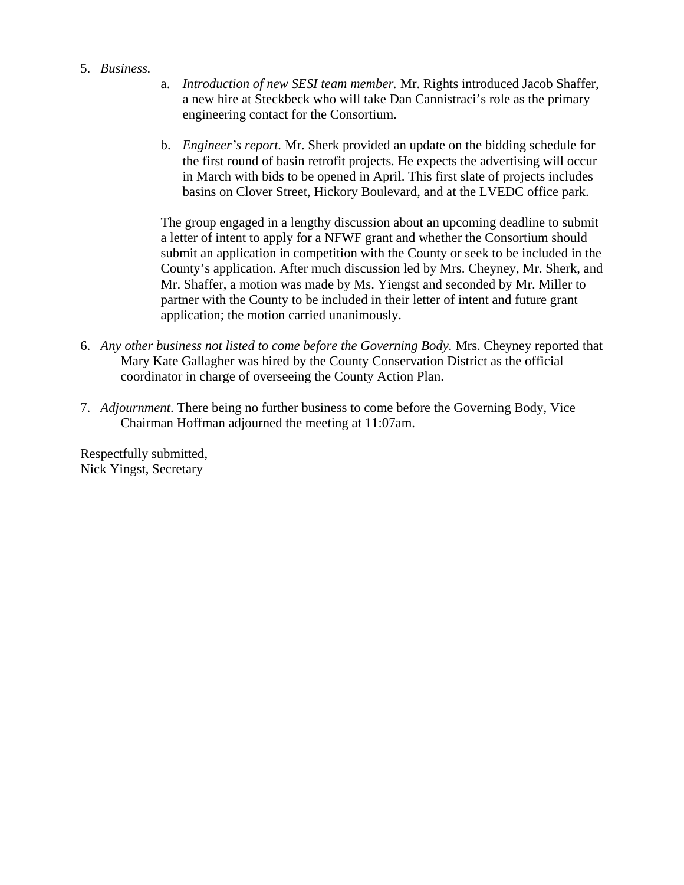5. *Business.*

   a. *Introduction of new SESI team member.* Mr. Rights introduced Jacob Shaffer, a new hire at Steckbeck who will take Dan Cannistraci's role as the primary engineering contact for the Consortium.

   b. *Engineer's report.* Mr. Sherk provided an update on the bidding schedule for the first round of basin retrofit projects. He expects the advertising will occur in March with bids to be opened in April. This first slate of projects includes basins on Clover Street, Hickory Boulevard, and at the LVEDC office park.

   The group engaged in a lengthy discussion about an upcoming deadline to submit a letter of intent to apply for a NFWF grant and whether the Consortium should submit an application in competition with the County or seek to be included in the County's application. After much discussion led by Mrs. Cheyney, Mr. Sherk, and Mr. Shaffer, a motion was made by Ms. Yiengst and seconded by Mr. Miller to partner with the County to be included in their letter of intent and future grant application; the motion carried unanimously.

6. *Any other business not listed to come before the Governing Body.* Mrs. Cheyney reported that Mary Kate Gallagher was hired by the County Conservation District as the official coordinator in charge of overseeing the County Action Plan.

7. *Adjournment.* There being no further business to come before the Governing Body, Vice Chairman Hoffman adjourned the meeting at 11:07am.

Respectfully submitted,
Nick Yingst, Secretary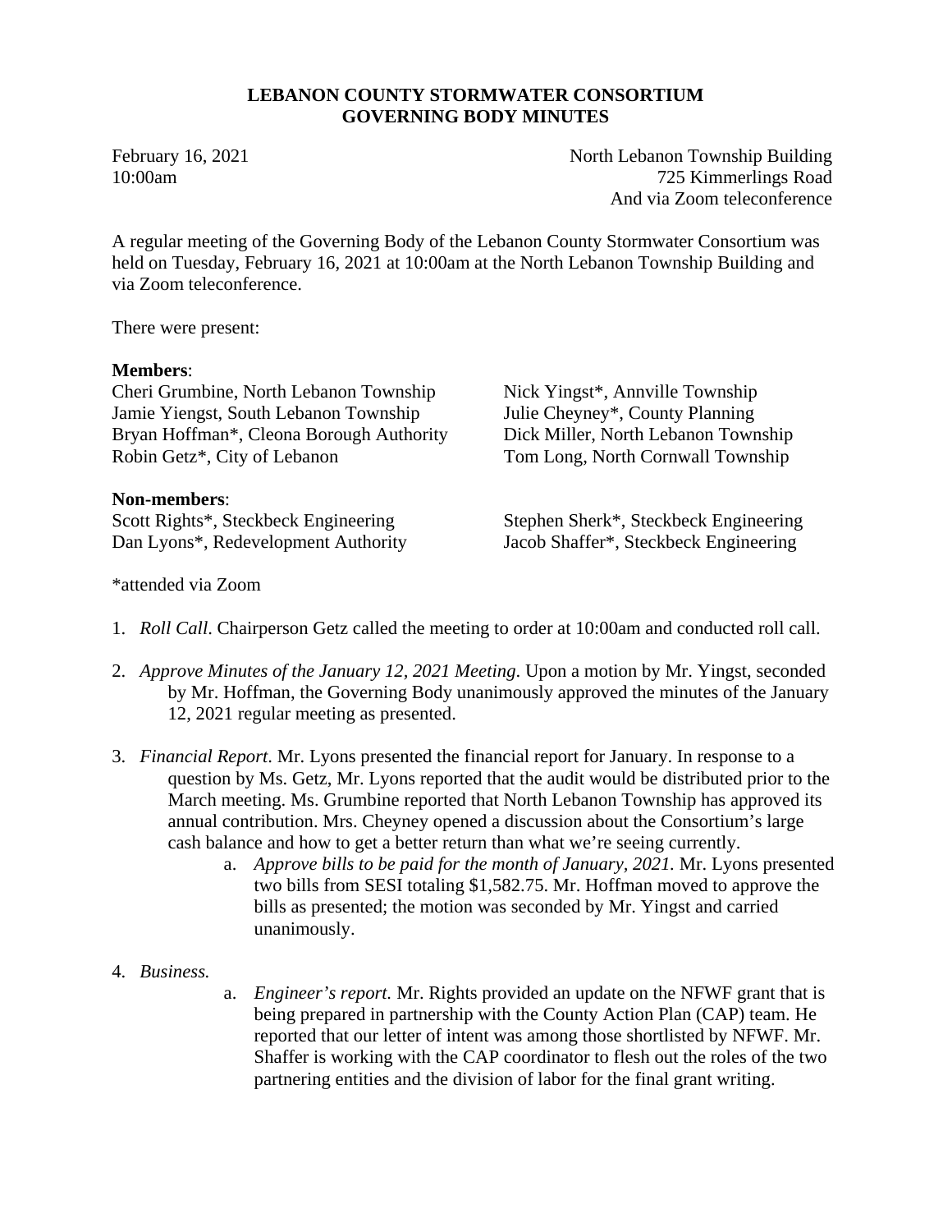**LEBANON COUNTY STORMWATER CONSORTIUM**
**GOVERNING BODY MINUTES**

February 16, 2021
10:00am

North Lebanon Township Building
725 Kimmerlings Road
And via Zoom teleconference

A regular meeting of the Governing Body of the Lebanon County Stormwater Consortium was held on Tuesday, February 16, 2021 at 10:00am at the North Lebanon Township Building and via Zoom teleconference.

There were present:

**Members**:

Cheri Grumbine, North Lebanon Township
Jamie Yiengst, South Lebanon Township
Bryan Hoffman*, Cleona Borough Authority
Robin Getz*, City of Lebanon
Nick Yingst*, Annville Township
Julie Cheyney*, County Planning
Dick Miller, North Lebanon Township
Tom Long, North Cornwall Township

**Non-members**:

Scott Rights*, Steckbeck Engineering
Dan Lyons*, Redevelopment Authority
Stephen Sherk*, Steckbeck Engineering
Jacob Shaffer*, Steckbeck Engineering

*attended via Zoom

1. *Roll Call*. Chairperson Getz called the meeting to order at 10:00am and conducted roll call.

2. *Approve Minutes of the January 12, 2021 Meeting*. Upon a motion by Mr. Yingst, seconded by Mr. Hoffman, the Governing Body unanimously approved the minutes of the January 12, 2021 regular meeting as presented.

3. *Financial Report*. Mr. Lyons presented the financial report for January. In response to a question by Ms. Getz, Mr. Lyons reported that the audit would be distributed prior to the March meeting. Ms. Grumbine reported that North Lebanon Township has approved its annual contribution. Mrs. Cheyney opened a discussion about the Consortium's large cash balance and how to get a better return than what we're seeing currently.
    a. *Approve bills to be paid for the month of January, 2021.* Mr. Lyons presented two bills from SESI totaling $1,582.75. Mr. Hoffman moved to approve the bills as presented; the motion was seconded by Mr. Yingst and carried unanimously.

4. *Business.*
    a. *Engineer's report.* Mr. Rights provided an update on the NFWF grant that is being prepared in partnership with the County Action Plan (CAP) team. He reported that our letter of intent was among those shortlisted by NFWF. Mr. Shaffer is working with the CAP coordinator to flesh out the roles of the two partnering entities and the division of labor for the final grant writing.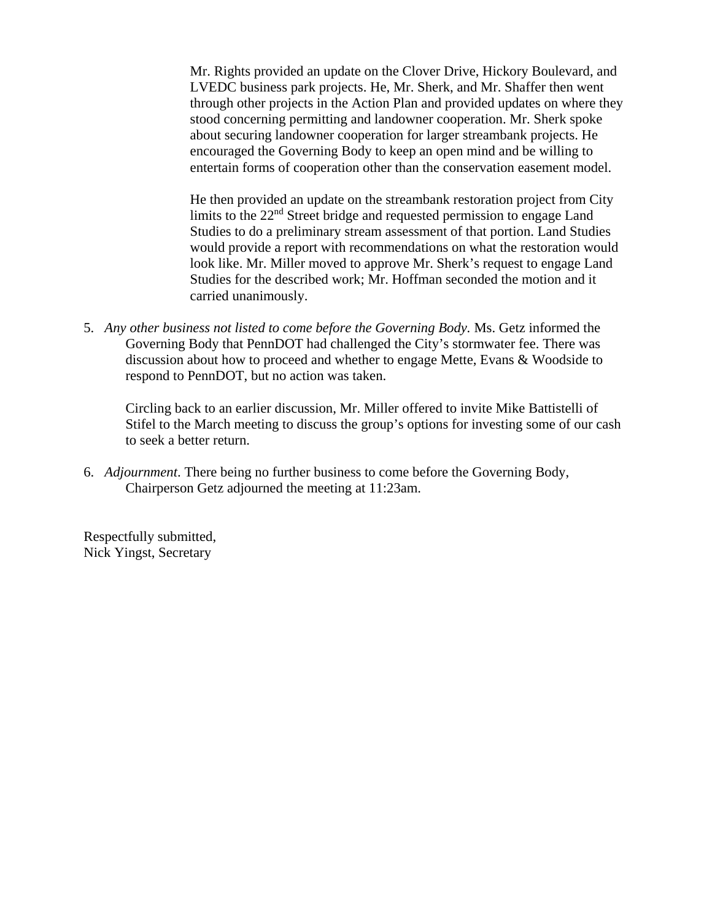Mr. Rights provided an update on the Clover Drive, Hickory Boulevard, and LVEDC business park projects. He, Mr. Sherk, and Mr. Shaffer then went through other projects in the Action Plan and provided updates on where they stood concerning permitting and landowner cooperation. Mr. Sherk spoke about securing landowner cooperation for larger streambank projects. He encouraged the Governing Body to keep an open mind and be willing to entertain forms of cooperation other than the conservation easement model.

He then provided an update on the streambank restoration project from City limits to the 22nd Street bridge and requested permission to engage Land Studies to do a preliminary stream assessment of that portion. Land Studies would provide a report with recommendations on what the restoration would look like. Mr. Miller moved to approve Mr. Sherk's request to engage Land Studies for the described work; Mr. Hoffman seconded the motion and it carried unanimously.

5. *Any other business not listed to come before the Governing Body*. Ms. Getz informed the Governing Body that PennDOT had challenged the City's stormwater fee. There was discussion about how to proceed and whether to engage Mette, Evans & Woodside to respond to PennDOT, but no action was taken.

   Circling back to an earlier discussion, Mr. Miller offered to invite Mike Battistelli of Stifel to the March meeting to discuss the group's options for investing some of our cash to seek a better return.

6. *Adjournment*. There being no further business to come before the Governing Body, Chairperson Getz adjourned the meeting at 11:23am.

Respectfully submitted,
Nick Yingst, Secretary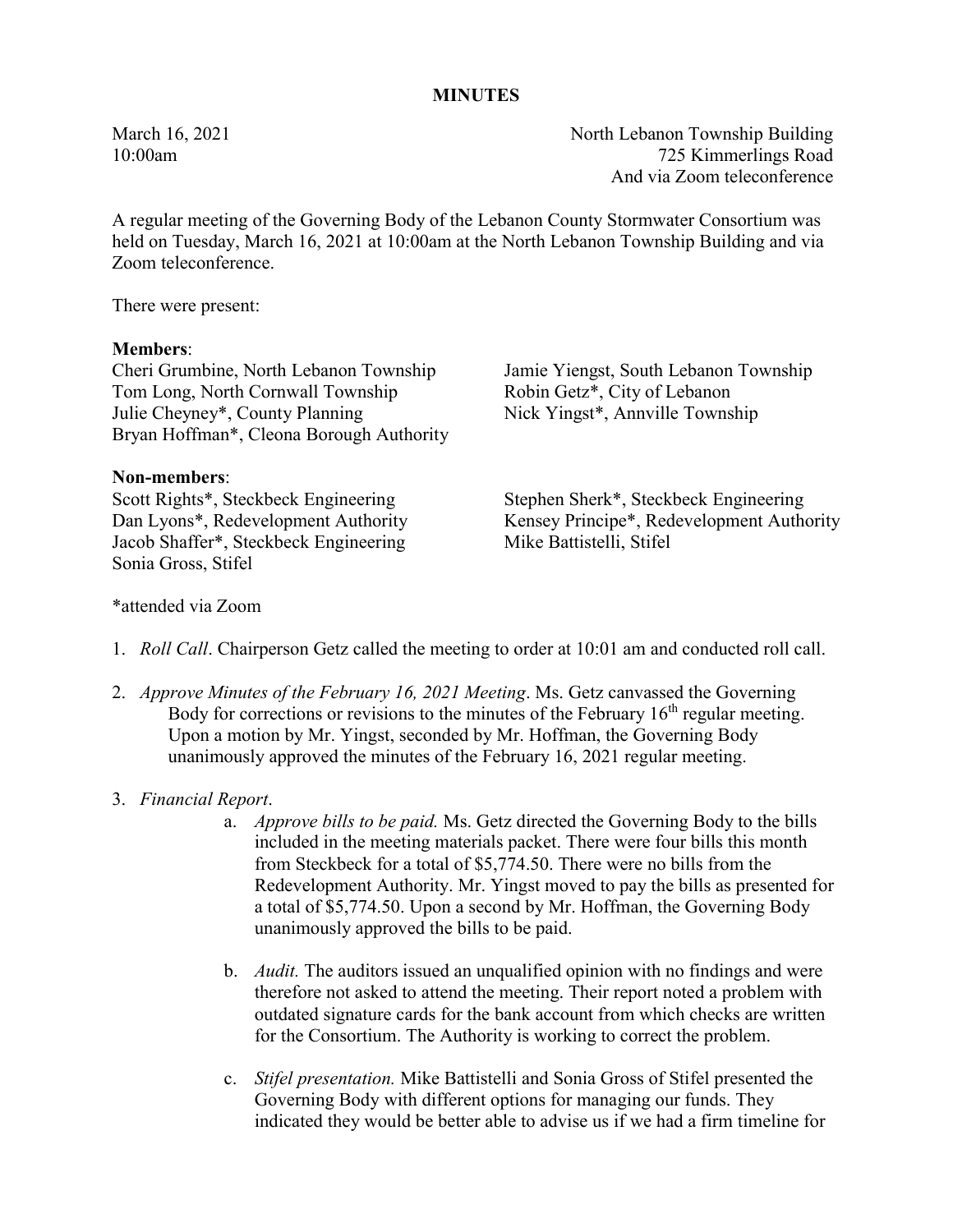**MINUTES**

March 16, 2021
10:00am

North Lebanon Township Building
725 Kimmerlings Road
And via Zoom teleconference

A regular meeting of the Governing Body of the Lebanon County Stormwater Consortium was held on Tuesday, March 16, 2021 at 10:00am at the North Lebanon Township Building and via Zoom teleconference.

There were present:

**Members**:

Cheri Grumbine, North Lebanon Township
Tom Long, North Cornwall Township
Julie Cheyney*, County Planning
Bryan Hoffman*, Cleona Borough Authority
Jamie Yiengst, South Lebanon Township
Robin Getz*, City of Lebanon
Nick Yingst*, Annville Township

**Non-members**:

Scott Rights*, Steckbeck Engineering
Dan Lyons*, Redevelopment Authority
Jacob Shaffer*, Steckbeck Engineering
Sonia Gross, Stifel
Stephen Sherk*, Steckbeck Engineering
Kensey Principe*, Redevelopment Authority
Mike Battistelli, Stifel

*attended via Zoom

1. *Roll Call*. Chairperson Getz called the meeting to order at 10:01 am and conducted roll call.

2. *Approve Minutes of the February 16, 2021 Meeting*. Ms. Getz canvassed the Governing Body for corrections or revisions to the minutes of the February 16th regular meeting. Upon a motion by Mr. Yingst, seconded by Mr. Hoffman, the Governing Body unanimously approved the minutes of the February 16, 2021 regular meeting.

3. *Financial Report*.
   a. *Approve bills to be paid.* Ms. Getz directed the Governing Body to the bills included in the meeting materials packet. There were four bills this month from Steckbeck for a total of $5,774.50. There were no bills from the Redevelopment Authority. Mr. Yingst moved to pay the bills as presented for a total of $5,774.50. Upon a second by Mr. Hoffman, the Governing Body unanimously approved the bills to be paid.

   b. *Audit.* The auditors issued an unqualified opinion with no findings and were therefore not asked to attend the meeting. Their report noted a problem with outdated signature cards for the bank account from which checks are written for the Consortium. The Authority is working to correct the problem.

   c. *Stifel presentation.* Mike Battistelli and Sonia Gross of Stifel presented the Governing Body with different options for managing our funds. They indicated they would be better able to advise us if we had a firm timeline for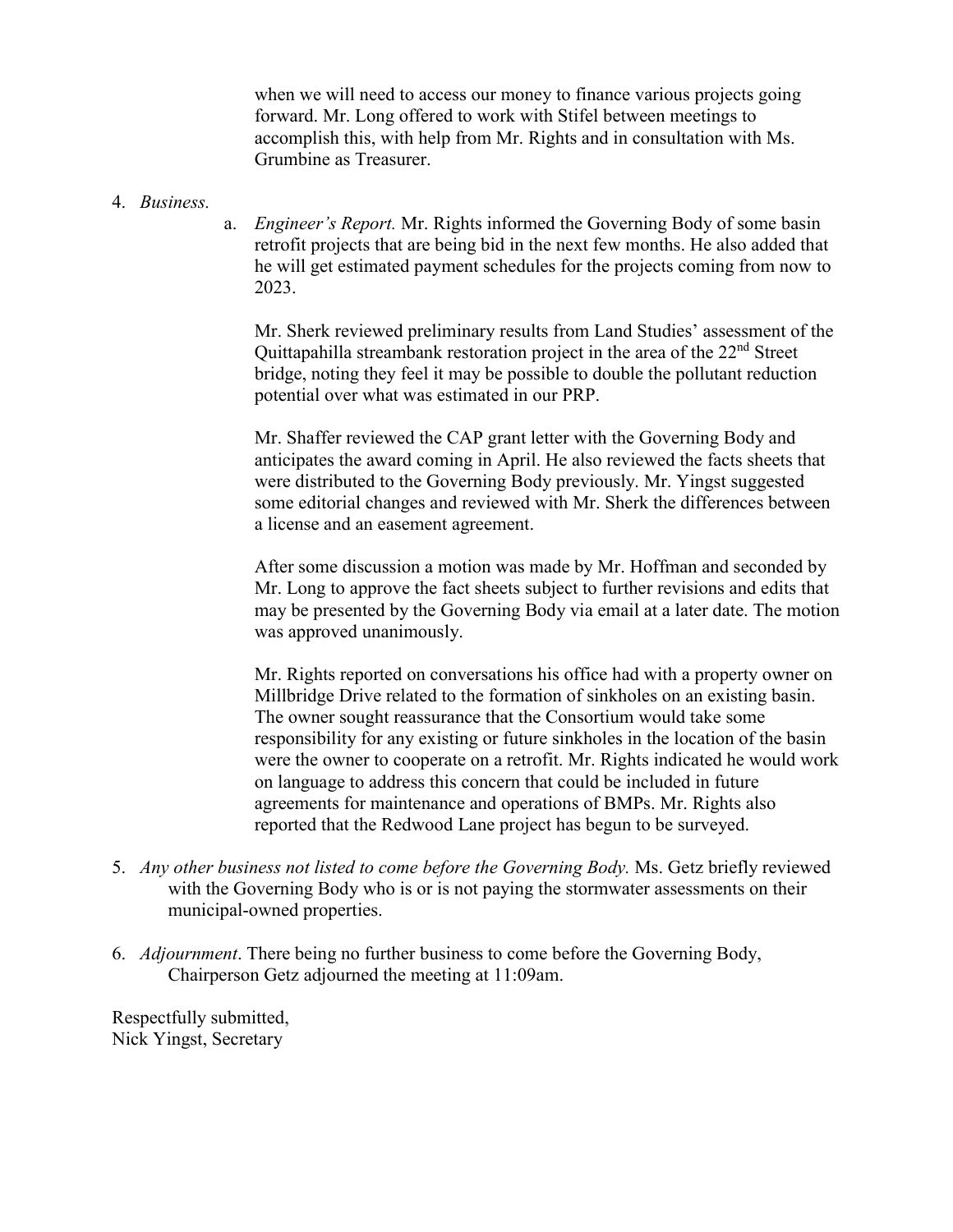when we will need to access our money to finance various projects going forward. Mr. Long offered to work with Stifel between meetings to accomplish this, with help from Mr. Rights and in consultation with Ms. Grumbine as Treasurer.

4. *Business.*
   a. *Engineer's Report.* Mr. Rights informed the Governing Body of some basin retrofit projects that are being bid in the next few months. He also added that he will get estimated payment schedules for the projects coming from now to 2023.

      Mr. Sherk reviewed preliminary results from Land Studies' assessment of the Quittapahilla streambank restoration project in the area of the 22nd Street bridge, noting they feel it may be possible to double the pollutant reduction potential over what was estimated in our PRP.

      Mr. Shaffer reviewed the CAP grant letter with the Governing Body and anticipates the award coming in April. He also reviewed the facts sheets that were distributed to the Governing Body previously. Mr. Yingst suggested some editorial changes and reviewed with Mr. Sherk the differences between a license and an easement agreement.

      After some discussion a motion was made by Mr. Hoffman and seconded by Mr. Long to approve the fact sheets subject to further revisions and edits that may be presented by the Governing Body via email at a later date. The motion was approved unanimously.

      Mr. Rights reported on conversations his office had with a property owner on Millbridge Drive related to the formation of sinkholes on an existing basin. The owner sought reassurance that the Consortium would take some responsibility for any existing or future sinkholes in the location of the basin were the owner to cooperate on a retrofit. Mr. Rights indicated he would work on language to address this concern that could be included in future agreements for maintenance and operations of BMPs. Mr. Rights also reported that the Redwood Lane project has begun to be surveyed.

5. *Any other business not listed to come before the Governing Body.* Ms. Getz briefly reviewed with the Governing Body who is or is not paying the stormwater assessments on their municipal-owned properties.

6. *Adjournment*. There being no further business to come before the Governing Body, Chairperson Getz adjourned the meeting at 11:09am.

Respectfully submitted,
Nick Yingst, Secretary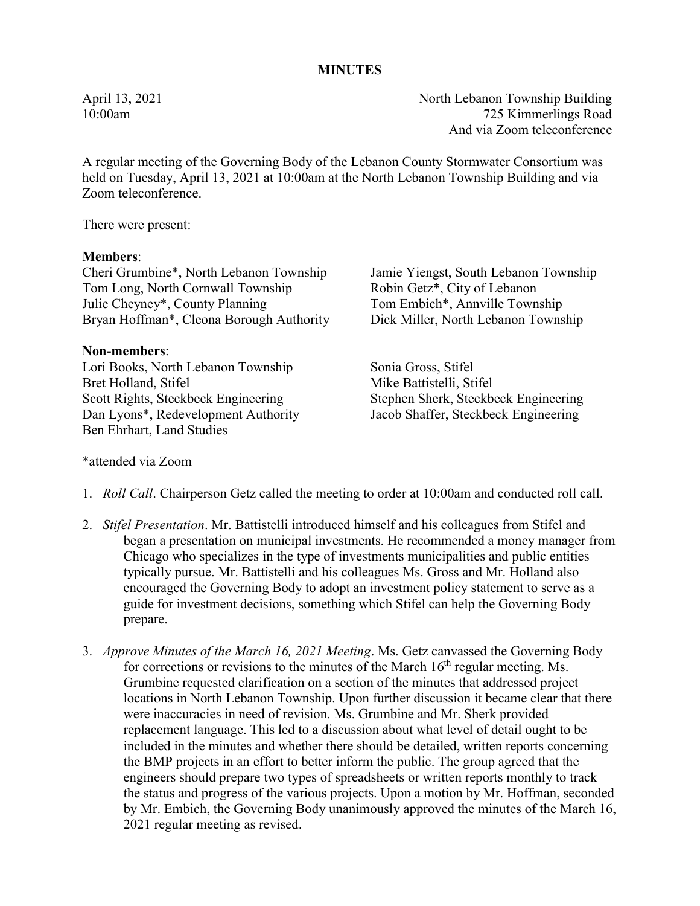**MINUTES**

April 13, 2021
10:00am

North Lebanon Township Building
725 Kimmerlings Road
And via Zoom teleconference

A regular meeting of the Governing Body of the Lebanon County Stormwater Consortium was held on Tuesday, April 13, 2021 at 10:00am at the North Lebanon Township Building and via Zoom teleconference.

There were present:

**Members**:

Cheri Grumbine*, North Lebanon Township
Tom Long, North Cornwall Township
Julie Cheyney*, County Planning
Bryan Hoffman*, Cleona Borough Authority
Jamie Yiengst, South Lebanon Township
Robin Getz*, City of Lebanon
Tom Embich*, Annville Township
Dick Miller, North Lebanon Township

**Non-members**:

Lori Books, North Lebanon Township
Bret Holland, Stifel
Scott Rights, Steckbeck Engineering
Dan Lyons*, Redevelopment Authority
Ben Ehrhart, Land Studies
Sonia Gross, Stifel
Mike Battistelli, Stifel
Stephen Sherk, Steckbeck Engineering
Jacob Shaffer, Steckbeck Engineering

*attended via Zoom

1. *Roll Call*. Chairperson Getz called the meeting to order at 10:00am and conducted roll call.

2. *Stifel Presentation*. Mr. Battistelli introduced himself and his colleagues from Stifel and began a presentation on municipal investments. He recommended a money manager from Chicago who specializes in the type of investments municipalities and public entities typically pursue. Mr. Battistelli and his colleagues Ms. Gross and Mr. Holland also encouraged the Governing Body to adopt an investment policy statement to serve as a guide for investment decisions, something which Stifel can help the Governing Body prepare.

3. *Approve Minutes of the March 16, 2021 Meeting*. Ms. Getz canvassed the Governing Body for corrections or revisions to the minutes of the March 16th regular meeting. Ms. Grumbine requested clarification on a section of the minutes that addressed project locations in North Lebanon Township. Upon further discussion it became clear that there were inaccuracies in need of revision. Ms. Grumbine and Mr. Sherk provided replacement language. This led to a discussion about what level of detail ought to be included in the minutes and whether there should be detailed, written reports concerning the BMP projects in an effort to better inform the public. The group agreed that the engineers should prepare two types of spreadsheets or written reports monthly to track the status and progress of the various projects. Upon a motion by Mr. Hoffman, seconded by Mr. Embich, the Governing Body unanimously approved the minutes of the March 16, 2021 regular meeting as revised.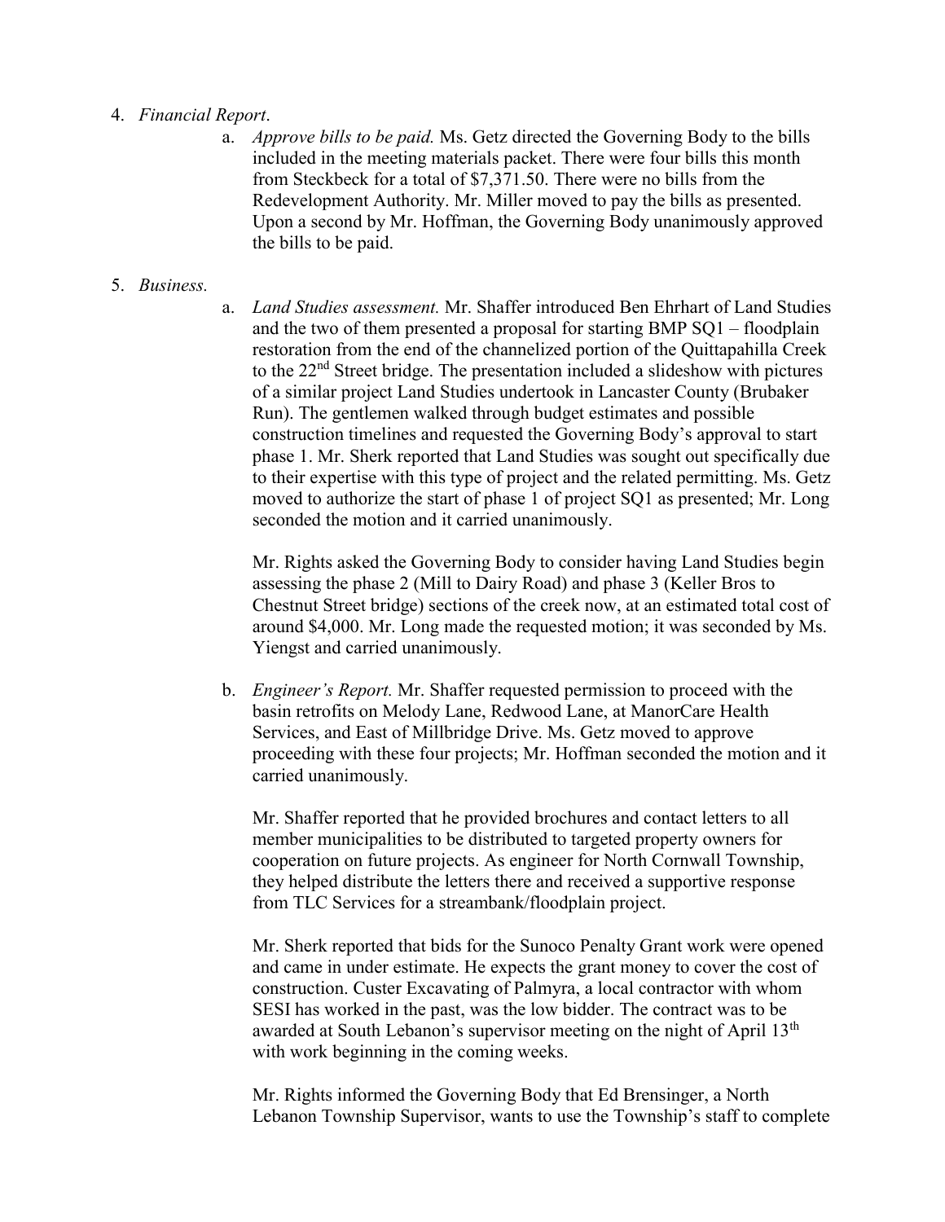4. *Financial Report*.
   a. *Approve bills to be paid.* Ms. Getz directed the Governing Body to the bills included in the meeting materials packet. There were four bills this month from Steckbeck for a total of $7,371.50. There were no bills from the Redevelopment Authority. Mr. Miller moved to pay the bills as presented. Upon a second by Mr. Hoffman, the Governing Body unanimously approved the bills to be paid.

5. *Business.*
   a. *Land Studies assessment.* Mr. Shaffer introduced Ben Ehrhart of Land Studies and the two of them presented a proposal for starting BMP SQ1 – floodplain restoration from the end of the channelized portion of the Quittapahilla Creek to the 22nd Street bridge. The presentation included a slideshow with pictures of a similar project Land Studies undertook in Lancaster County (Brubaker Run). The gentlemen walked through budget estimates and possible construction timelines and requested the Governing Body's approval to start phase 1. Mr. Sherk reported that Land Studies was sought out specifically due to their expertise with this type of project and the related permitting. Ms. Getz moved to authorize the start of phase 1 of project SQ1 as presented; Mr. Long seconded the motion and it carried unanimously.

      Mr. Rights asked the Governing Body to consider having Land Studies begin assessing the phase 2 (Mill to Dairy Road) and phase 3 (Keller Bros to Chestnut Street bridge) sections of the creek now, at an estimated total cost of around $4,000. Mr. Long made the requested motion; it was seconded by Ms. Yiengst and carried unanimously.

   b. *Engineer's Report.* Mr. Shaffer requested permission to proceed with the basin retrofits on Melody Lane, Redwood Lane, at ManorCare Health Services, and East of Millbridge Drive. Ms. Getz moved to approve proceeding with these four projects; Mr. Hoffman seconded the motion and it carried unanimously.

      Mr. Shaffer reported that he provided brochures and contact letters to all member municipalities to be distributed to targeted property owners for cooperation on future projects. As engineer for North Cornwall Township, they helped distribute the letters there and received a supportive response from TLC Services for a streambank/floodplain project.

      Mr. Sherk reported that bids for the Sunoco Penalty Grant work were opened and came in under estimate. He expects the grant money to cover the cost of construction. Custer Excavating of Palmyra, a local contractor with whom SESI has worked in the past, was the low bidder. The contract was to be awarded at South Lebanon's supervisor meeting on the night of April 13th with work beginning in the coming weeks.

      Mr. Rights informed the Governing Body that Ed Brensinger, a North Lebanon Township Supervisor, wants to use the Township's staff to complete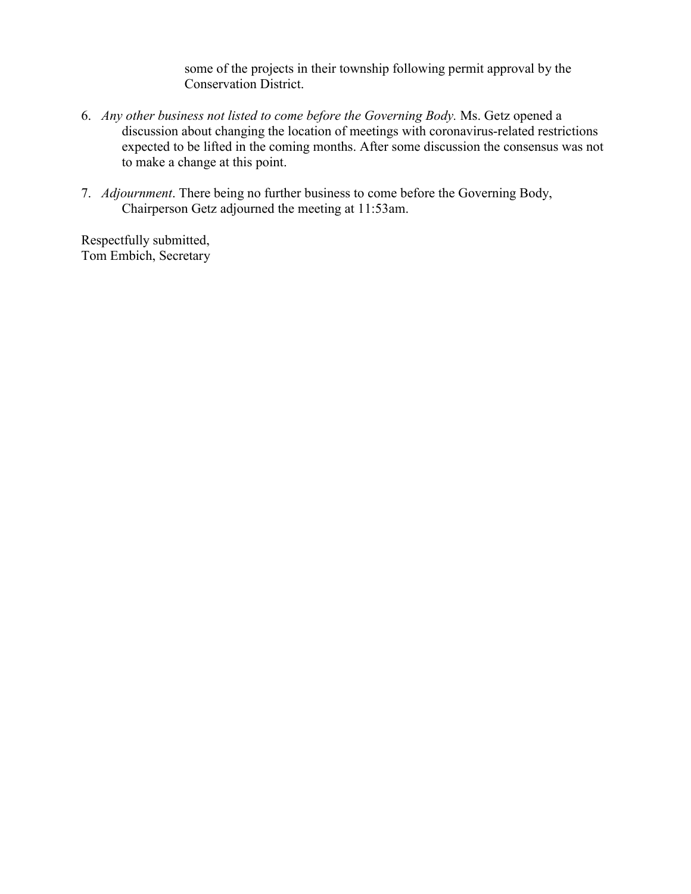some of the projects in their township following permit approval by the Conservation District.

6. *Any other business not listed to come before the Governing Body.* Ms. Getz opened a discussion about changing the location of meetings with coronavirus-related restrictions expected to be lifted in the coming months. After some discussion the consensus was not to make a change at this point.

7. *Adjournment*. There being no further business to come before the Governing Body, Chairperson Getz adjourned the meeting at 11:53am.

Respectfully submitted,
Tom Embich, Secretary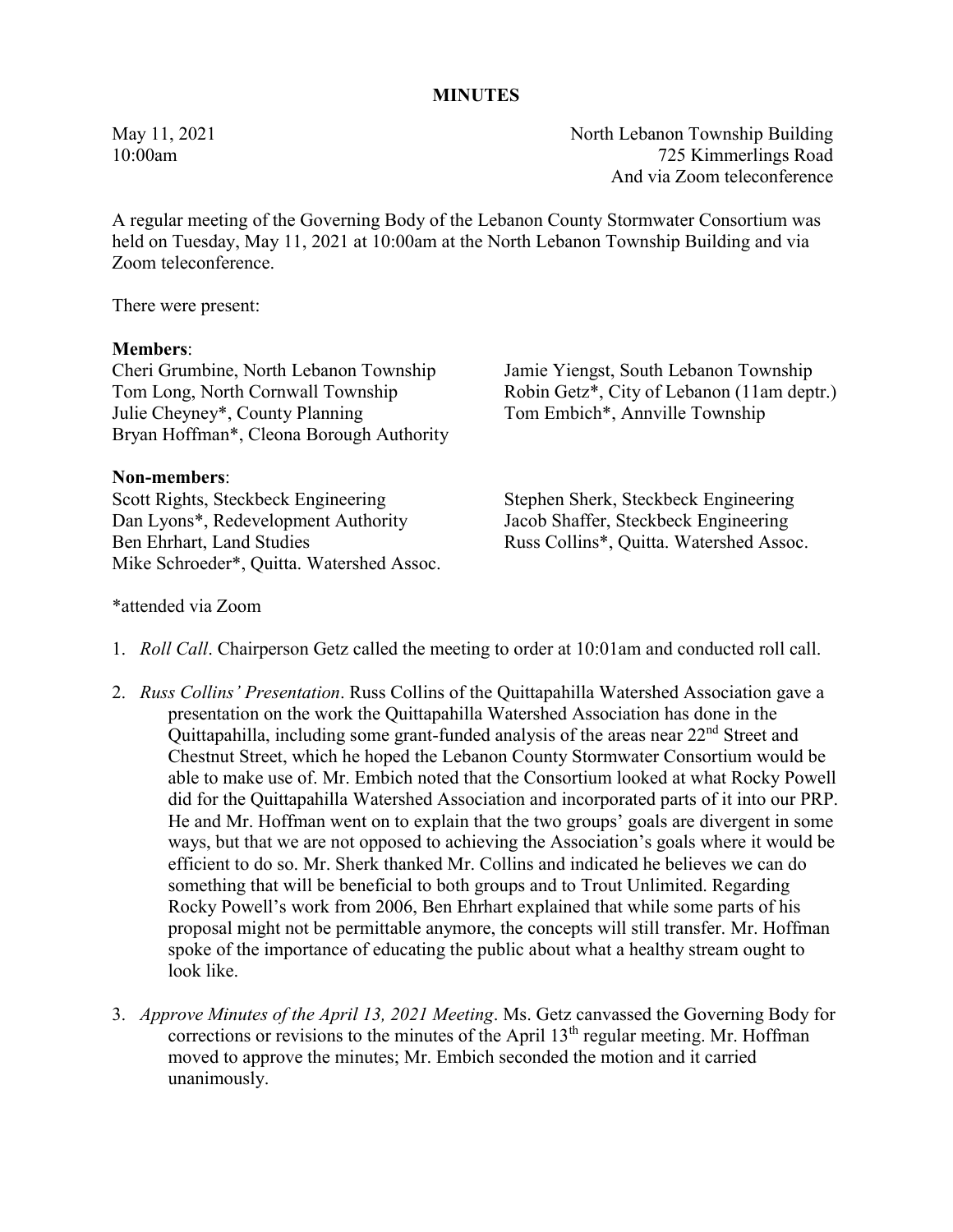**MINUTES**

May 11, 2021
10:00am

North Lebanon Township Building
725 Kimmerlings Road
And via Zoom teleconference

A regular meeting of the Governing Body of the Lebanon County Stormwater Consortium was held on Tuesday, May 11, 2021 at 10:00am at the North Lebanon Township Building and via Zoom teleconference.

There were present:

**Members**:

Cheri Grumbine, North Lebanon Township
Tom Long, North Cornwall Township
Julie Cheyney*, County Planning
Bryan Hoffman*, Cleona Borough Authority
Jamie Yiengst, South Lebanon Township
Robin Getz*, City of Lebanon (11am deptr.)
Tom Embich*, Annville Township

**Non-members**:

Scott Rights, Steckbeck Engineering
Dan Lyons*, Redevelopment Authority
Ben Ehrhart, Land Studies
Mike Schroeder*, Quitta. Watershed Assoc.
Stephen Sherk, Steckbeck Engineering
Jacob Shaffer, Steckbeck Engineering
Russ Collins*, Quitta. Watershed Assoc.

*attended via Zoom

1. *Roll Call*. Chairperson Getz called the meeting to order at 10:01am and conducted roll call.

2. *Russ Collins' Presentation*. Russ Collins of the Quittapahilla Watershed Association gave a presentation on the work the Quittapahilla Watershed Association has done in the Quittapahilla, including some grant-funded analysis of the areas near 22nd Street and Chestnut Street, which he hoped the Lebanon County Stormwater Consortium would be able to make use of. Mr. Embich noted that the Consortium looked at what Rocky Powell did for the Quittapahilla Watershed Association and incorporated parts of it into our PRP. He and Mr. Hoffman went on to explain that the two groups' goals are divergent in some ways, but that we are not opposed to achieving the Association's goals where it would be efficient to do so. Mr. Sherk thanked Mr. Collins and indicated he believes we can do something that will be beneficial to both groups and to Trout Unlimited. Regarding Rocky Powell's work from 2006, Ben Ehrhart explained that while some parts of his proposal might not be permittable anymore, the concepts will still transfer. Mr. Hoffman spoke of the importance of educating the public about what a healthy stream ought to look like.

3. *Approve Minutes of the April 13, 2021 Meeting*. Ms. Getz canvassed the Governing Body for corrections or revisions to the minutes of the April 13th regular meeting. Mr. Hoffman moved to approve the minutes; Mr. Embich seconded the motion and it carried unanimously.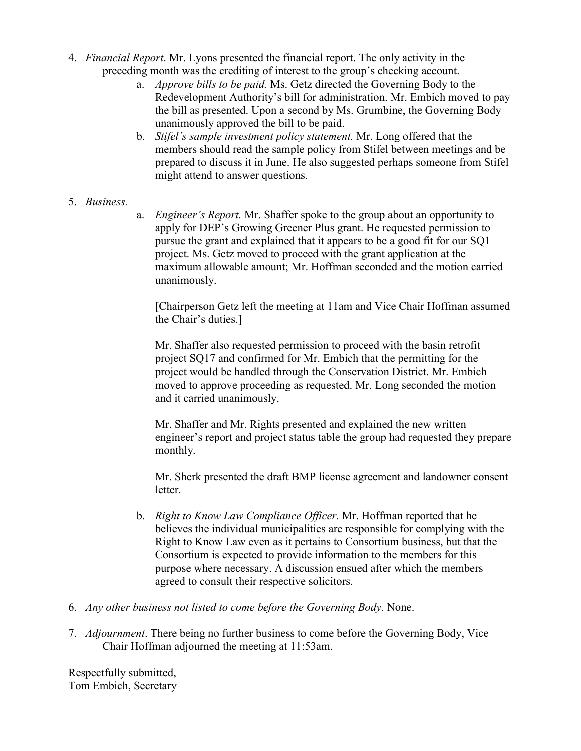4. *Financial Report*. Mr. Lyons presented the financial report. The only activity in the preceding month was the crediting of interest to the group's checking account.
    a. *Approve bills to be paid.* Ms. Getz directed the Governing Body to the Redevelopment Authority's bill for administration. Mr. Embich moved to pay the bill as presented. Upon a second by Ms. Grumbine, the Governing Body unanimously approved the bill to be paid.
    b. *Stifel's sample investment policy statement.* Mr. Long offered that the members should read the sample policy from Stifel between meetings and be prepared to discuss it in June. He also suggested perhaps someone from Stifel might attend to answer questions.

5. *Business.*
    a. *Engineer's Report.* Mr. Shaffer spoke to the group about an opportunity to apply for DEP's Growing Greener Plus grant. He requested permission to pursue the grant and explained that it appears to be a good fit for our SQ1 project. Ms. Getz moved to proceed with the grant application at the maximum allowable amount; Mr. Hoffman seconded and the motion carried unanimously.

       [Chairperson Getz left the meeting at 11am and Vice Chair Hoffman assumed the Chair's duties.]

       Mr. Shaffer also requested permission to proceed with the basin retrofit project SQ17 and confirmed for Mr. Embich that the permitting for the project would be handled through the Conservation District. Mr. Embich moved to approve proceeding as requested. Mr. Long seconded the motion and it carried unanimously.

       Mr. Shaffer and Mr. Rights presented and explained the new written engineer's report and project status table the group had requested they prepare monthly.

       Mr. Sherk presented the draft BMP license agreement and landowner consent letter.

    b. *Right to Know Law Compliance Officer.* Mr. Hoffman reported that he believes the individual municipalities are responsible for complying with the Right to Know Law even as it pertains to Consortium business, but that the Consortium is expected to provide information to the members for this purpose where necessary. A discussion ensued after which the members agreed to consult their respective solicitors.

6. *Any other business not listed to come before the Governing Body.* None.

7. *Adjournment*. There being no further business to come before the Governing Body, Vice Chair Hoffman adjourned the meeting at 11:53am.

Respectfully submitted,
Tom Embich, Secretary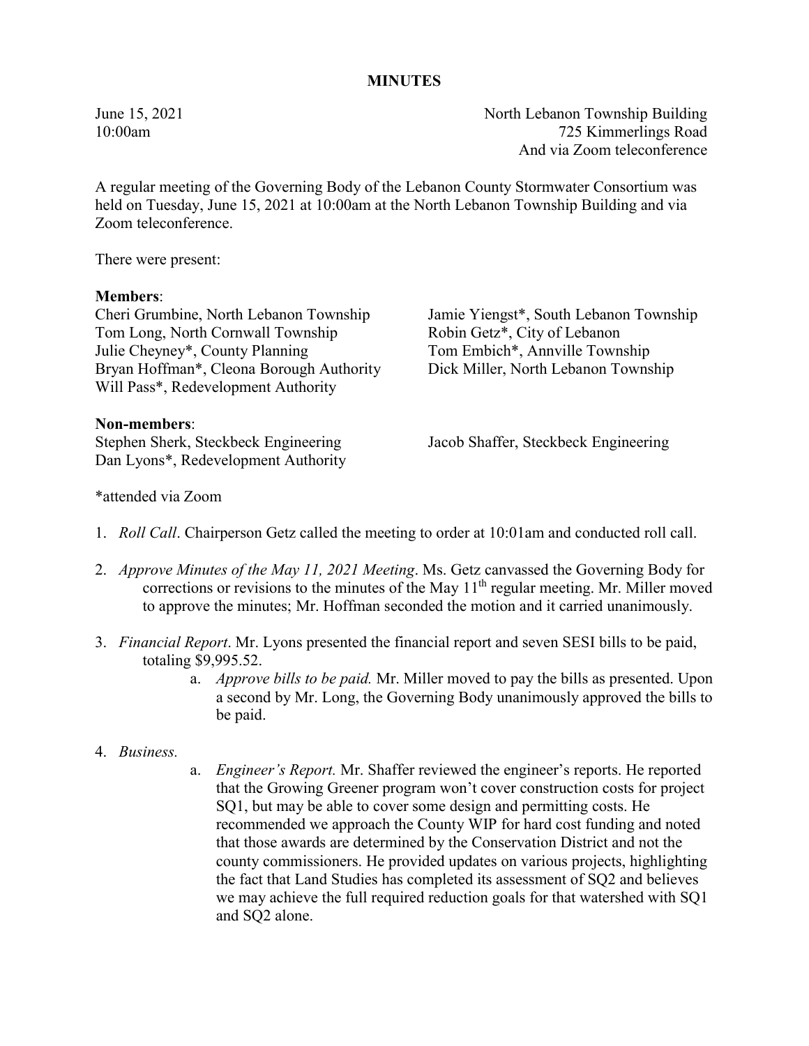**MINUTES**

June 15, 2021
10:00am

North Lebanon Township Building
725 Kimmerlings Road
And via Zoom teleconference

A regular meeting of the Governing Body of the Lebanon County Stormwater Consortium was held on Tuesday, June 15, 2021 at 10:00am at the North Lebanon Township Building and via Zoom teleconference.

There were present:

**Members**:

Cheri Grumbine, North Lebanon Township
Tom Long, North Cornwall Township
Julie Cheyney*, County Planning
Bryan Hoffman*, Cleona Borough Authority
Will Pass*, Redevelopment Authority
Jamie Yiengst*, South Lebanon Township
Robin Getz*, City of Lebanon
Tom Embich*, Annville Township
Dick Miller, North Lebanon Township

**Non-members**:

Stephen Sherk, Steckbeck Engineering
Dan Lyons*, Redevelopment Authority
Jacob Shaffer, Steckbeck Engineering

*attended via Zoom

1. *Roll Call*. Chairperson Getz called the meeting to order at 10:01am and conducted roll call.

2. *Approve Minutes of the May 11, 2021 Meeting*. Ms. Getz canvassed the Governing Body for corrections or revisions to the minutes of the May 11th regular meeting. Mr. Miller moved to approve the minutes; Mr. Hoffman seconded the motion and it carried unanimously.

3. *Financial Report*. Mr. Lyons presented the financial report and seven SESI bills to be paid, totaling $9,995.52.
   a. *Approve bills to be paid.* Mr. Miller moved to pay the bills as presented. Upon a second by Mr. Long, the Governing Body unanimously approved the bills to be paid.

4. *Business.*
   a. *Engineer's Report.* Mr. Shaffer reviewed the engineer's reports. He reported that the Growing Greener program won't cover construction costs for project SQ1, but may be able to cover some design and permitting costs. He recommended we approach the County WIP for hard cost funding and noted that those awards are determined by the Conservation District and not the county commissioners. He provided updates on various projects, highlighting the fact that Land Studies has completed its assessment of SQ2 and believes we may achieve the full required reduction goals for that watershed with SQ1 and SQ2 alone.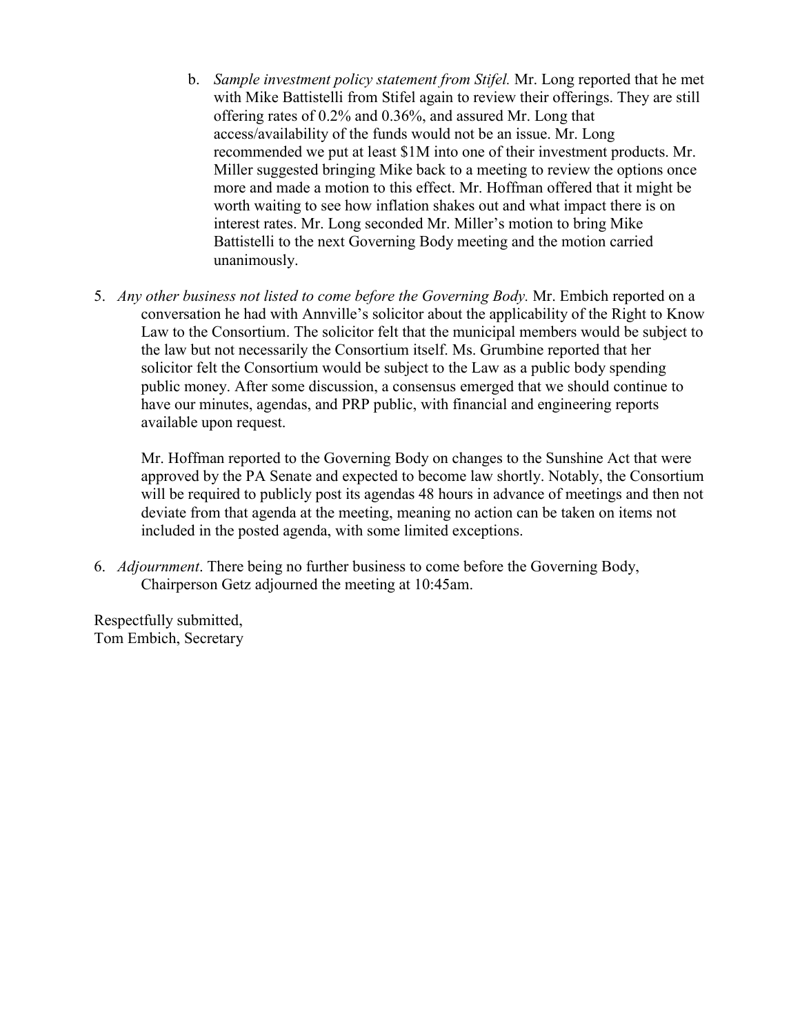b. *Sample investment policy statement from Stifel.* Mr. Long reported that he met with Mike Battistelli from Stifel again to review their offerings. They are still offering rates of 0.2% and 0.36%, and assured Mr. Long that access/availability of the funds would not be an issue. Mr. Long recommended we put at least $1M into one of their investment products. Mr. Miller suggested bringing Mike back to a meeting to review the options once more and made a motion to this effect. Mr. Hoffman offered that it might be worth waiting to see how inflation shakes out and what impact there is on interest rates. Mr. Long seconded Mr. Miller's motion to bring Mike Battistelli to the next Governing Body meeting and the motion carried unanimously.

5. *Any other business not listed to come before the Governing Body.* Mr. Embich reported on a conversation he had with Annville's solicitor about the applicability of the Right to Know Law to the Consortium. The solicitor felt that the municipal members would be subject to the law but not necessarily the Consortium itself. Ms. Grumbine reported that her solicitor felt the Consortium would be subject to the Law as a public body spending public money. After some discussion, a consensus emerged that we should continue to have our minutes, agendas, and PRP public, with financial and engineering reports available upon request.

   Mr. Hoffman reported to the Governing Body on changes to the Sunshine Act that were approved by the PA Senate and expected to become law shortly. Notably, the Consortium will be required to publicly post its agendas 48 hours in advance of meetings and then not deviate from that agenda at the meeting, meaning no action can be taken on items not included in the posted agenda, with some limited exceptions.

6. *Adjournment*. There being no further business to come before the Governing Body, Chairperson Getz adjourned the meeting at 10:45am.

Respectfully submitted,
Tom Embich, Secretary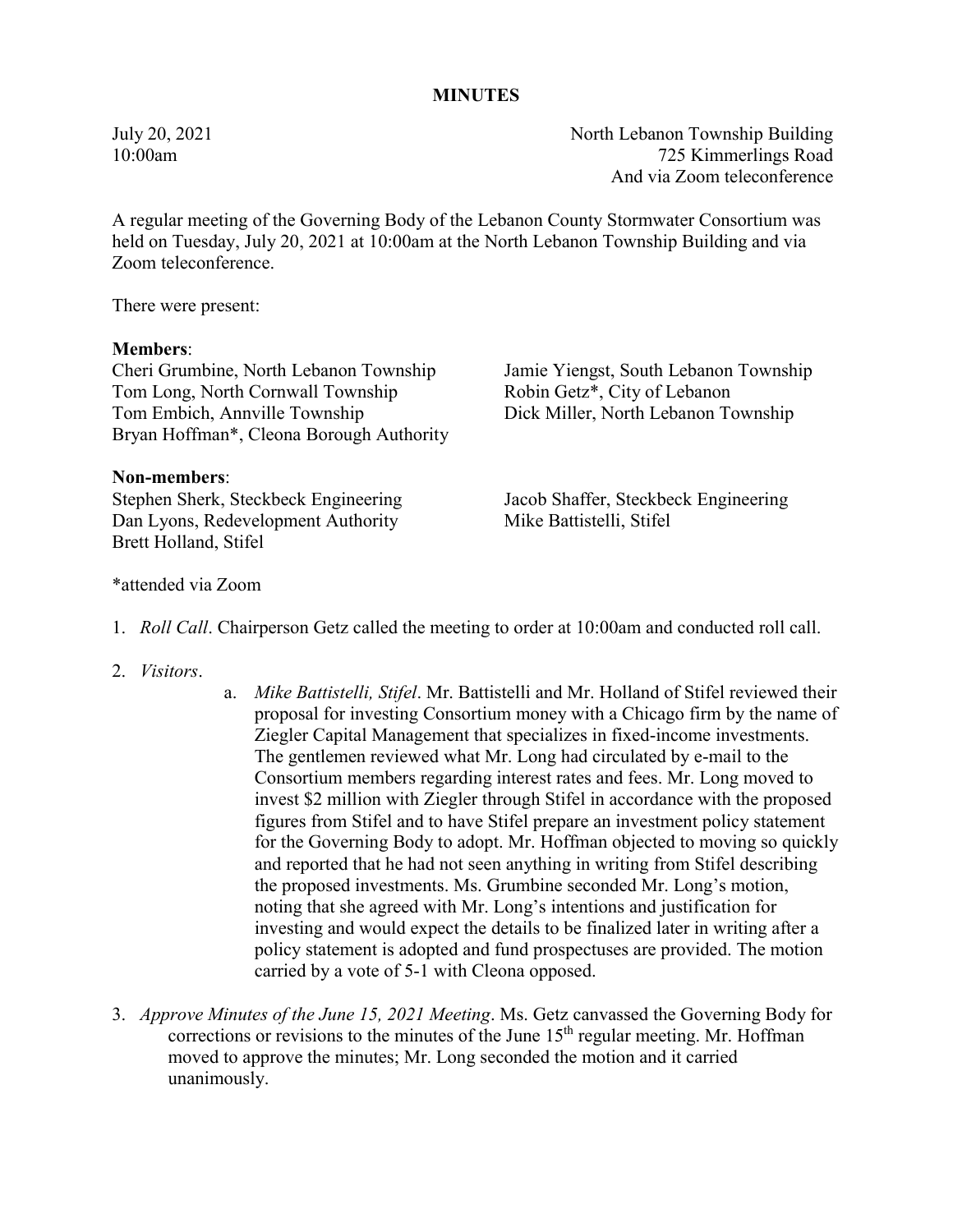**MINUTES**

July 20, 2021
10:00am

North Lebanon Township Building
725 Kimmerlings Road
And via Zoom teleconference

A regular meeting of the Governing Body of the Lebanon County Stormwater Consortium was held on Tuesday, July 20, 2021 at 10:00am at the North Lebanon Township Building and via Zoom teleconference.

There were present:

**Members**:
Cheri Grumbine, North Lebanon Township
Tom Long, North Cornwall Township
Tom Embich, Annville Township
Bryan Hoffman*, Cleona Borough Authority
Jamie Yiengst, South Lebanon Township
Robin Getz*, City of Lebanon
Dick Miller, North Lebanon Township

**Non-members**:
Stephen Sherk, Steckbeck Engineering
Dan Lyons, Redevelopment Authority
Brett Holland, Stifel
Jacob Shaffer, Steckbeck Engineering
Mike Battistelli, Stifel

*attended via Zoom

1. *Roll Call*. Chairperson Getz called the meeting to order at 10:00am and conducted roll call.

2. *Visitors*.
    a. *Mike Battistelli, Stifel*. Mr. Battistelli and Mr. Holland of Stifel reviewed their proposal for investing Consortium money with a Chicago firm by the name of Ziegler Capital Management that specializes in fixed-income investments. The gentlemen reviewed what Mr. Long had circulated by e-mail to the Consortium members regarding interest rates and fees. Mr. Long moved to invest $2 million with Ziegler through Stifel in accordance with the proposed figures from Stifel and to have Stifel prepare an investment policy statement for the Governing Body to adopt. Mr. Hoffman objected to moving so quickly and reported that he had not seen anything in writing from Stifel describing the proposed investments. Ms. Grumbine seconded Mr. Long's motion, noting that she agreed with Mr. Long's intentions and justification for investing and would expect the details to be finalized later in writing after a policy statement is adopted and fund prospectuses are provided. The motion carried by a vote of 5-1 with Cleona opposed.

3. *Approve Minutes of the June 15, 2021 Meeting*. Ms. Getz canvassed the Governing Body for corrections or revisions to the minutes of the June 15th regular meeting. Mr. Hoffman moved to approve the minutes; Mr. Long seconded the motion and it carried unanimously.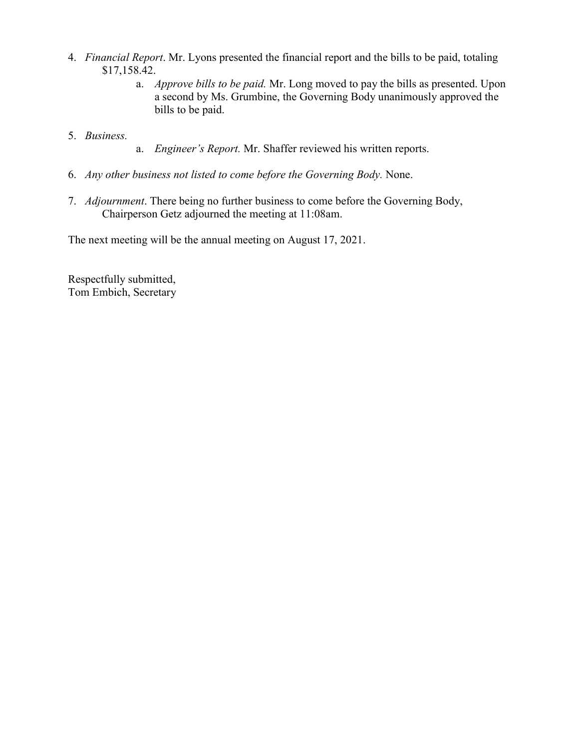4. *Financial Report*. Mr. Lyons presented the financial report and the bills to be paid, totaling $17,158.42.
   a. *Approve bills to be paid.* Mr. Long moved to pay the bills as presented. Upon a second by Ms. Grumbine, the Governing Body unanimously approved the bills to be paid.

5. *Business.*
   a. *Engineer's Report.* Mr. Shaffer reviewed his written reports.

6. *Any other business not listed to come before the Governing Body.* None.

7. *Adjournment*. There being no further business to come before the Governing Body, Chairperson Getz adjourned the meeting at 11:08am.

The next meeting will be the annual meeting on August 17, 2021.

Respectfully submitted,
Tom Embich, Secretary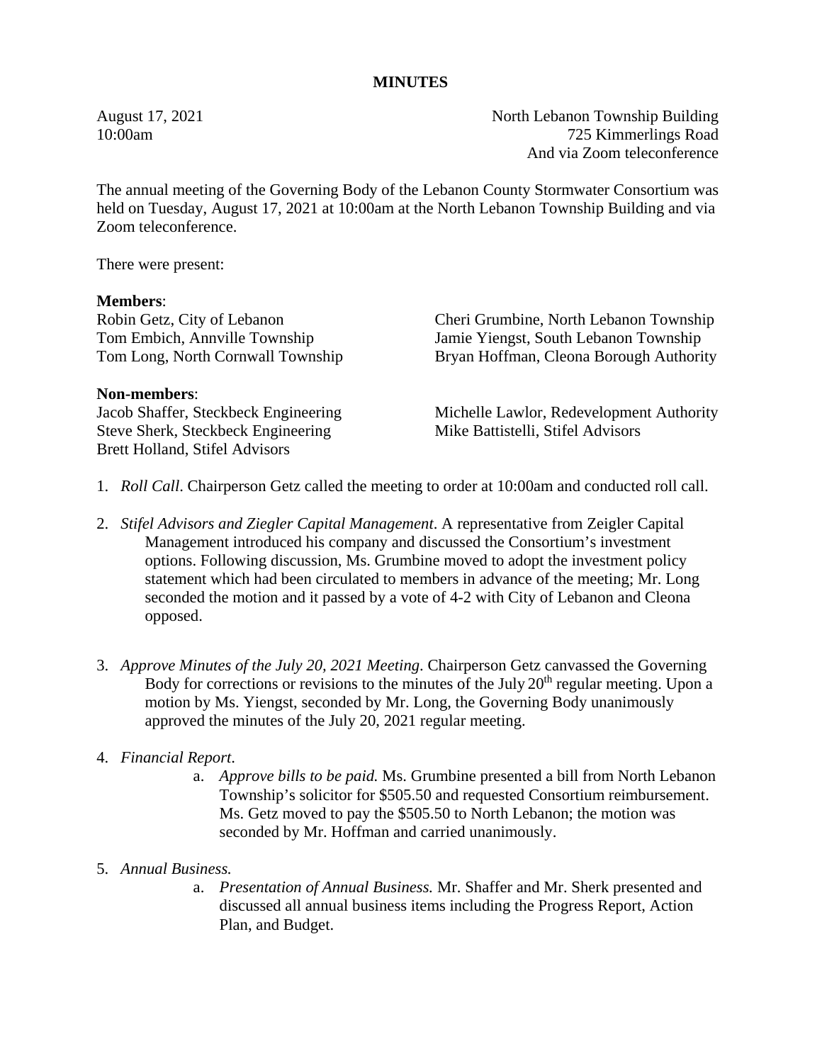# MINUTES

August 17, 2021
10:00am

North Lebanon Township Building
725 Kimmerlings Road
And via Zoom teleconference

The annual meeting of the Governing Body of the Lebanon County Stormwater Consortium was held on Tuesday, August 17, 2021 at 10:00am at the North Lebanon Township Building and via Zoom teleconference.

There were present:

**Members**:

Robin Getz, City of Lebanon
Tom Embich, Annville Township
Tom Long, North Cornwall Township
Cheri Grumbine, North Lebanon Township
Jamie Yiengst, South Lebanon Township
Bryan Hoffman, Cleona Borough Authority

**Non-members**:

Jacob Shaffer, Steckbeck Engineering
Steve Sherk, Steckbeck Engineering
Brett Holland, Stifel Advisors
Michelle Lawlor, Redevelopment Authority
Mike Battistelli, Stifel Advisors

1. *Roll Call*. Chairperson Getz called the meeting to order at 10:00am and conducted roll call.

2. *Stifel Advisors and Ziegler Capital Management*. A representative from Zeigler Capital Management introduced his company and discussed the Consortium's investment options. Following discussion, Ms. Grumbine moved to adopt the investment policy statement which had been circulated to members in advance of the meeting; Mr. Long seconded the motion and it passed by a vote of 4-2 with City of Lebanon and Cleona opposed.

3. *Approve Minutes of the July 20, 2021 Meeting*. Chairperson Getz canvassed the Governing Body for corrections or revisions to the minutes of the July 20th regular meeting. Upon a motion by Ms. Yiengst, seconded by Mr. Long, the Governing Body unanimously approved the minutes of the July 20, 2021 regular meeting.

4. *Financial Report*.
   a. *Approve bills to be paid.* Ms. Grumbine presented a bill from North Lebanon Township's solicitor for $505.50 and requested Consortium reimbursement. Ms. Getz moved to pay the $505.50 to North Lebanon; the motion was seconded by Mr. Hoffman and carried unanimously.

5. *Annual Business.*
   a. *Presentation of Annual Business.* Mr. Shaffer and Mr. Sherk presented and discussed all annual business items including the Progress Report, Action Plan, and Budget.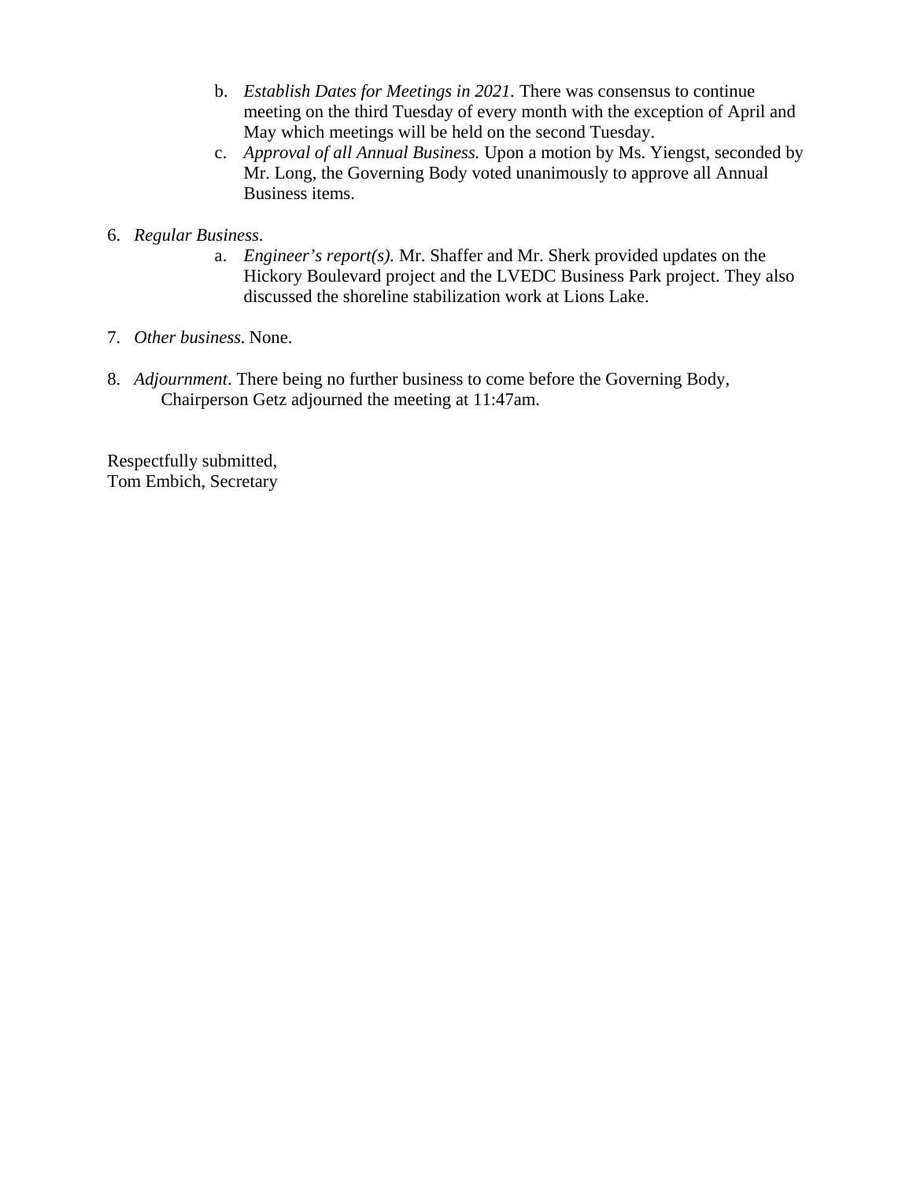b. *Establish Dates for Meetings in 2021.* There was consensus to continue meeting on the third Tuesday of every month with the exception of April and May which meetings will be held on the second Tuesday.

c. *Approval of all Annual Business.* Upon a motion by Ms. Yiengst, seconded by Mr. Long, the Governing Body voted unanimously to approve all Annual Business items.

6. *Regular Business.*

   a. *Engineer's report(s).* Mr. Shaffer and Mr. Sherk provided updates on the Hickory Boulevard project and the LVEDC Business Park project. They also discussed the shoreline stabilization work at Lions Lake.

7. *Other business.* None.

8. *Adjournment*. There being no further business to come before the Governing Body, Chairperson Getz adjourned the meeting at 11:47am.

Respectfully submitted,
Tom Embich, Secretary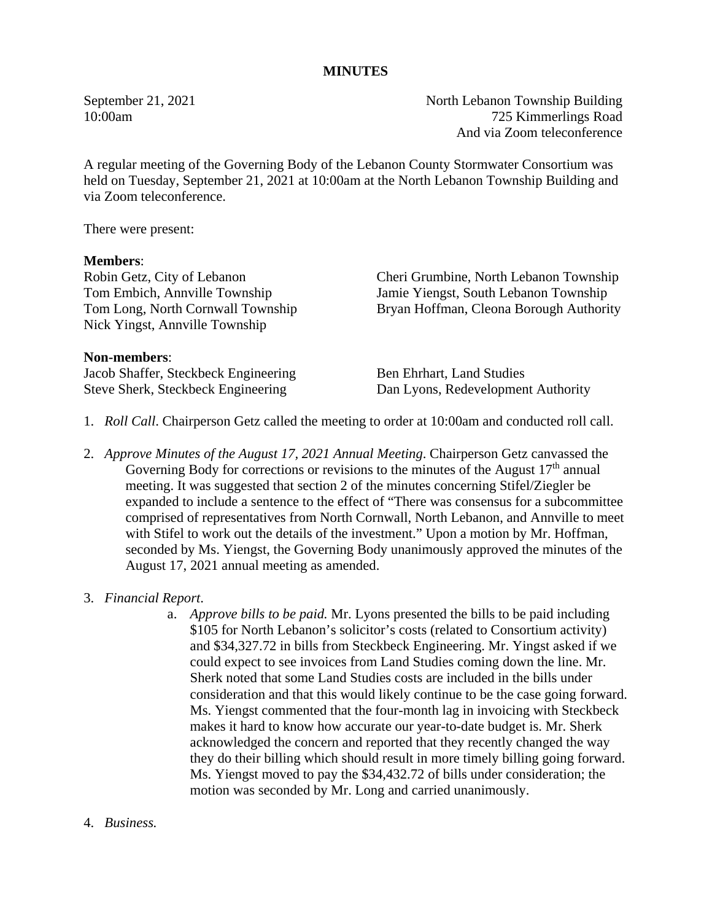**MINUTES**

September 21, 2021
10:00am

North Lebanon Township Building
725 Kimmerlings Road
And via Zoom teleconference

A regular meeting of the Governing Body of the Lebanon County Stormwater Consortium was held on Tuesday, September 21, 2021 at 10:00am at the North Lebanon Township Building and via Zoom teleconference.

There were present:

**Members**:

Robin Getz, City of Lebanon
Tom Embich, Annville Township
Tom Long, North Cornwall Township
Nick Yingst, Annville Township
Cheri Grumbine, North Lebanon Township
Jamie Yiengst, South Lebanon Township
Bryan Hoffman, Cleona Borough Authority

**Non-members**:

Jacob Shaffer, Steckbeck Engineering
Steve Sherk, Steckbeck Engineering
Ben Ehrhart, Land Studies
Dan Lyons, Redevelopment Authority

1. *Roll Call*. Chairperson Getz called the meeting to order at 10:00am and conducted roll call.

2. *Approve Minutes of the August 17, 2021 Annual Meeting*. Chairperson Getz canvassed the Governing Body for corrections or revisions to the minutes of the August 17th annual meeting. It was suggested that section 2 of the minutes concerning Stifel/Ziegler be expanded to include a sentence to the effect of "There was consensus for a subcommittee comprised of representatives from North Cornwall, North Lebanon, and Annville to meet with Stifel to work out the details of the investment." Upon a motion by Mr. Hoffman, seconded by Ms. Yiengst, the Governing Body unanimously approved the minutes of the August 17, 2021 annual meeting as amended.

3. *Financial Report*.
   a. *Approve bills to be paid.* Mr. Lyons presented the bills to be paid including $105 for North Lebanon's solicitor's costs (related to Consortium activity) and $34,327.72 in bills from Steckbeck Engineering. Mr. Yingst asked if we could expect to see invoices from Land Studies coming down the line. Mr. Sherk noted that some Land Studies costs are included in the bills under consideration and that this would likely continue to be the case going forward. Ms. Yiengst commented that the four-month lag in invoicing with Steckbeck makes it hard to know how accurate our year-to-date budget is. Mr. Sherk acknowledged the concern and reported that they recently changed the way they do their billing which should result in more timely billing going forward. Ms. Yiengst moved to pay the $34,432.72 of bills under consideration; the motion was seconded by Mr. Long and carried unanimously.

4. *Business.*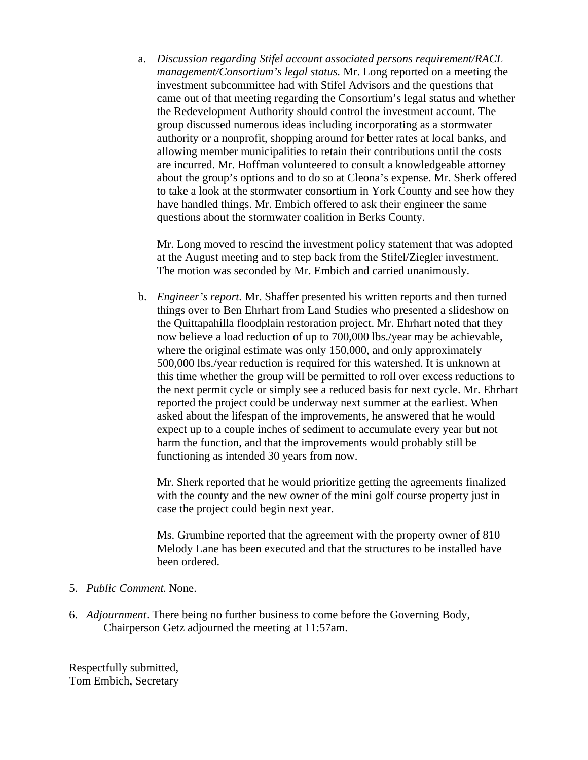a. *Discussion regarding Stifel account associated persons requirement/RACL management/Consortium's legal status.* Mr. Long reported on a meeting the investment subcommittee had with Stifel Advisors and the questions that came out of that meeting regarding the Consortium's legal status and whether the Redevelopment Authority should control the investment account. The group discussed numerous ideas including incorporating as a stormwater authority or a nonprofit, shopping around for better rates at local banks, and allowing member municipalities to retain their contributions until the costs are incurred. Mr. Hoffman volunteered to consult a knowledgeable attorney about the group's options and to do so at Cleona's expense. Mr. Sherk offered to take a look at the stormwater consortium in York County and see how they have handled things. Mr. Embich offered to ask their engineer the same questions about the stormwater coalition in Berks County.

   Mr. Long moved to rescind the investment policy statement that was adopted at the August meeting and to step back from the Stifel/Ziegler investment. The motion was seconded by Mr. Embich and carried unanimously.

b. *Engineer's report.* Mr. Shaffer presented his written reports and then turned things over to Ben Ehrhart from Land Studies who presented a slideshow on the Quittapahilla floodplain restoration project. Mr. Ehrhart noted that they now believe a load reduction of up to 700,000 lbs./year may be achievable, where the original estimate was only 150,000, and only approximately 500,000 lbs./year reduction is required for this watershed. It is unknown at this time whether the group will be permitted to roll over excess reductions to the next permit cycle or simply see a reduced basis for next cycle. Mr. Ehrhart reported the project could be underway next summer at the earliest. When asked about the lifespan of the improvements, he answered that he would expect up to a couple inches of sediment to accumulate every year but not harm the function, and that the improvements would probably still be functioning as intended 30 years from now.

   Mr. Sherk reported that he would prioritize getting the agreements finalized with the county and the new owner of the mini golf course property just in case the project could begin next year.

   Ms. Grumbine reported that the agreement with the property owner of 810 Melody Lane has been executed and that the structures to be installed have been ordered.

5. *Public Comment.* None.

6. *Adjournment.* There being no further business to come before the Governing Body, Chairperson Getz adjourned the meeting at 11:57am.

Respectfully submitted,
Tom Embich, Secretary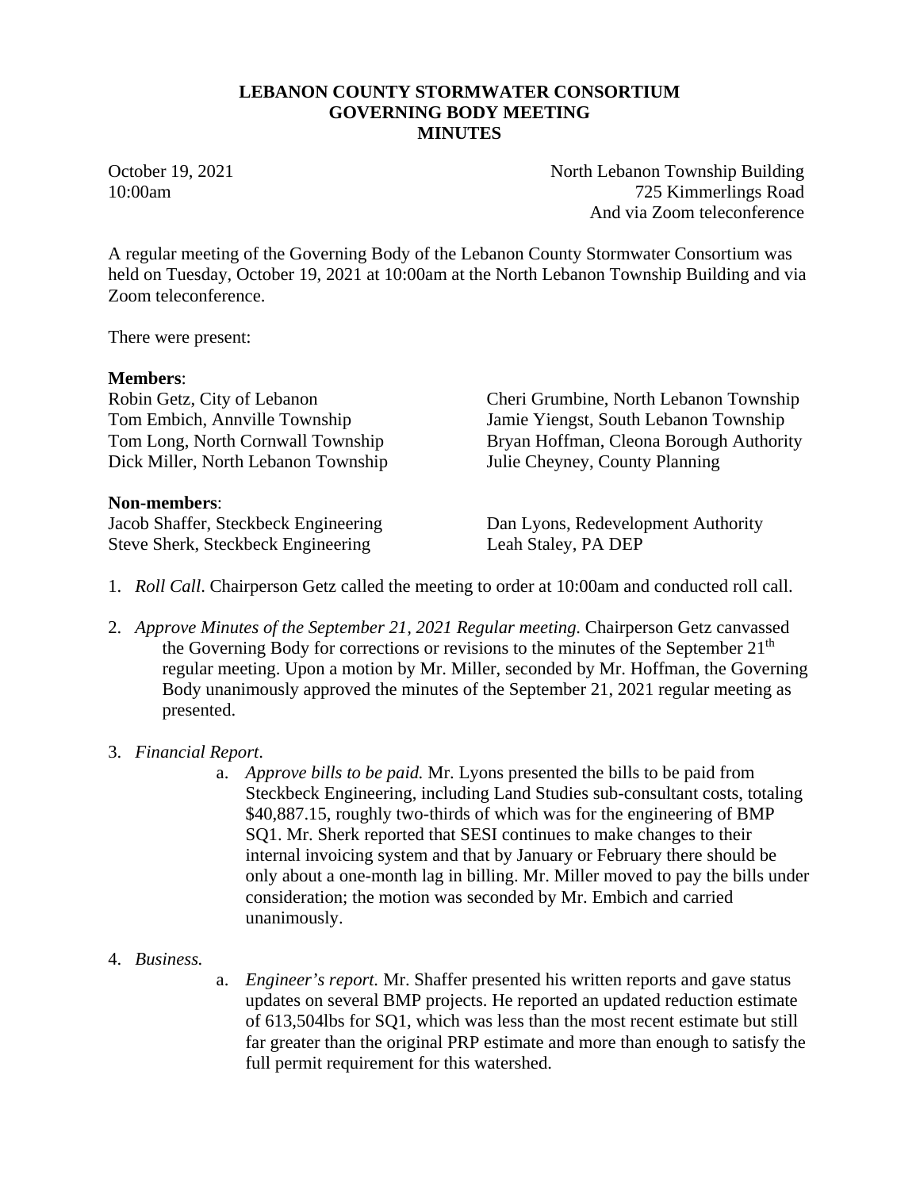**LEBANON COUNTY STORMWATER CONSORTIUM**
**GOVERNING BODY MEETING**
**MINUTES**

October 19, 2021
10:00am

North Lebanon Township Building
725 Kimmerlings Road
And via Zoom teleconference

A regular meeting of the Governing Body of the Lebanon County Stormwater Consortium was held on Tuesday, October 19, 2021 at 10:00am at the North Lebanon Township Building and via Zoom teleconference.

There were present:

**Members**:
Robin Getz, City of Lebanon
Tom Embich, Annville Township
Tom Long, North Cornwall Township
Dick Miller, North Lebanon Township
Cheri Grumbine, North Lebanon Township
Jamie Yiengst, South Lebanon Township
Bryan Hoffman, Cleona Borough Authority
Julie Cheyney, County Planning

**Non-members**:
Jacob Shaffer, Steckbeck Engineering
Steve Sherk, Steckbeck Engineering
Dan Lyons, Redevelopment Authority
Leah Staley, PA DEP

1. *Roll Call*. Chairperson Getz called the meeting to order at 10:00am and conducted roll call.

2. *Approve Minutes of the September 21, 2021 Regular meeting.* Chairperson Getz canvassed the Governing Body for corrections or revisions to the minutes of the September 21th regular meeting. Upon a motion by Mr. Miller, seconded by Mr. Hoffman, the Governing Body unanimously approved the minutes of the September 21, 2021 regular meeting as presented.

3. *Financial Report*.
   a. *Approve bills to be paid.* Mr. Lyons presented the bills to be paid from Steckbeck Engineering, including Land Studies sub-consultant costs, totaling $40,887.15, roughly two-thirds of which was for the engineering of BMP SQ1. Mr. Sherk reported that SESI continues to make changes to their internal invoicing system and that by January or February there should be only about a one-month lag in billing. Mr. Miller moved to pay the bills under consideration; the motion was seconded by Mr. Embich and carried unanimously.

4. *Business.*
   a. *Engineer's report.* Mr. Shaffer presented his written reports and gave status updates on several BMP projects. He reported an updated reduction estimate of 613,504lbs for SQ1, which was less than the most recent estimate but still far greater than the original PRP estimate and more than enough to satisfy the full permit requirement for this watershed.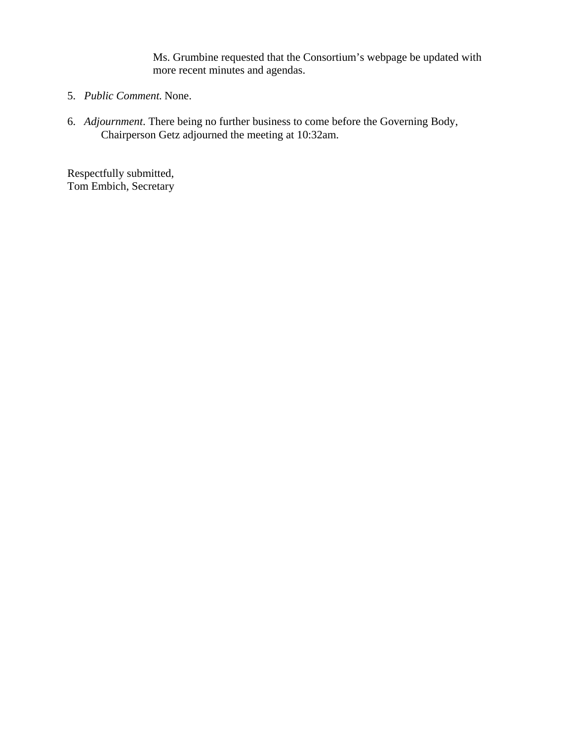Ms. Grumbine requested that the Consortium's webpage be updated with more recent minutes and agendas.

5. *Public Comment.* None.

6. *Adjournment*. There being no further business to come before the Governing Body, Chairperson Getz adjourned the meeting at 10:32am.

Respectfully submitted,
Tom Embich, Secretary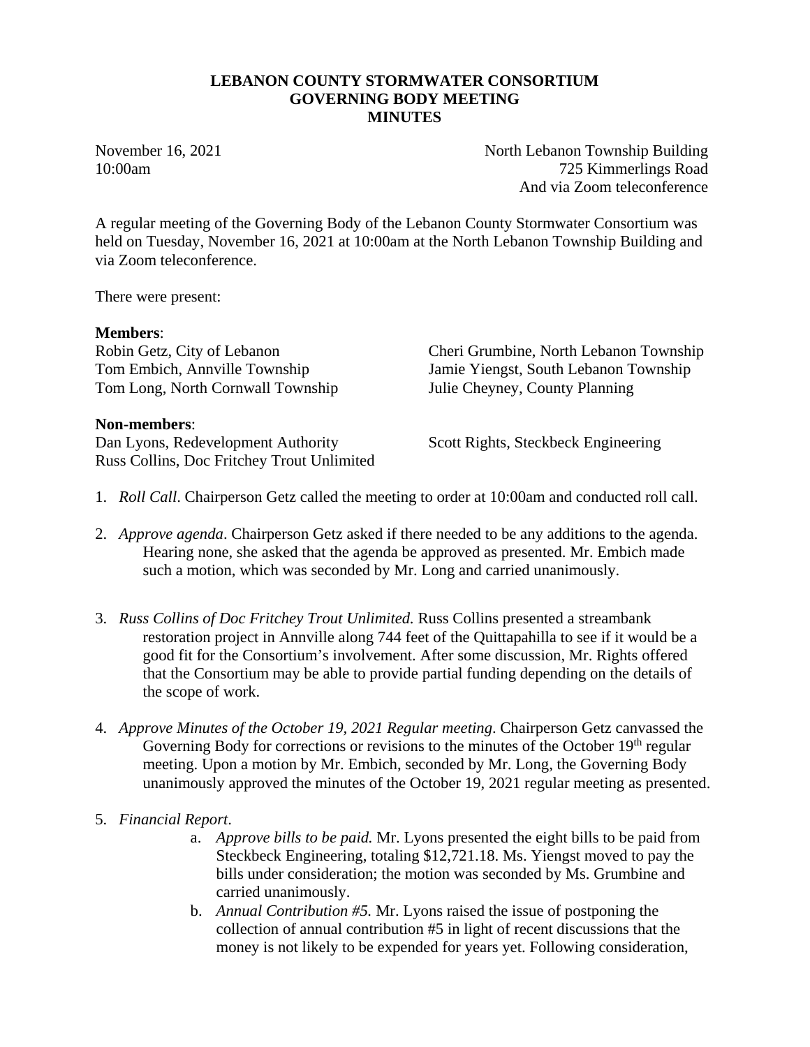**LEBANON COUNTY STORMWATER CONSORTIUM**
**GOVERNING BODY MEETING**
**MINUTES**

November 16, 2021
10:00am

North Lebanon Township Building
725 Kimmerlings Road
And via Zoom teleconference

A regular meeting of the Governing Body of the Lebanon County Stormwater Consortium was held on Tuesday, November 16, 2021 at 10:00am at the North Lebanon Township Building and via Zoom teleconference.

There were present:

**Members**:
Robin Getz, City of Lebanon
Tom Embich, Annville Township
Tom Long, North Cornwall Township
Cheri Grumbine, North Lebanon Township
Jamie Yiengst, South Lebanon Township
Julie Cheyney, County Planning

**Non-members**:
Dan Lyons, Redevelopment Authority
Russ Collins, Doc Fritchey Trout Unlimited
Scott Rights, Steckbeck Engineering

1. *Roll Call*. Chairperson Getz called the meeting to order at 10:00am and conducted roll call.

2. *Approve agenda*. Chairperson Getz asked if there needed to be any additions to the agenda. Hearing none, she asked that the agenda be approved as presented. Mr. Embich made such a motion, which was seconded by Mr. Long and carried unanimously.

3. *Russ Collins of Doc Fritchey Trout Unlimited.* Russ Collins presented a streambank restoration project in Annville along 744 feet of the Quittapahilla to see if it would be a good fit for the Consortium's involvement. After some discussion, Mr. Rights offered that the Consortium may be able to provide partial funding depending on the details of the scope of work.

4. *Approve Minutes of the October 19, 2021 Regular meeting*. Chairperson Getz canvassed the Governing Body for corrections or revisions to the minutes of the October 19th regular meeting. Upon a motion by Mr. Embich, seconded by Mr. Long, the Governing Body unanimously approved the minutes of the October 19, 2021 regular meeting as presented.

5. *Financial Report*.
   a. *Approve bills to be paid.* Mr. Lyons presented the eight bills to be paid from Steckbeck Engineering, totaling $12,721.18. Ms. Yiengst moved to pay the bills under consideration; the motion was seconded by Ms. Grumbine and carried unanimously.
   b. *Annual Contribution #5.* Mr. Lyons raised the issue of postponing the collection of annual contribution #5 in light of recent discussions that the money is not likely to be expended for years yet. Following consideration,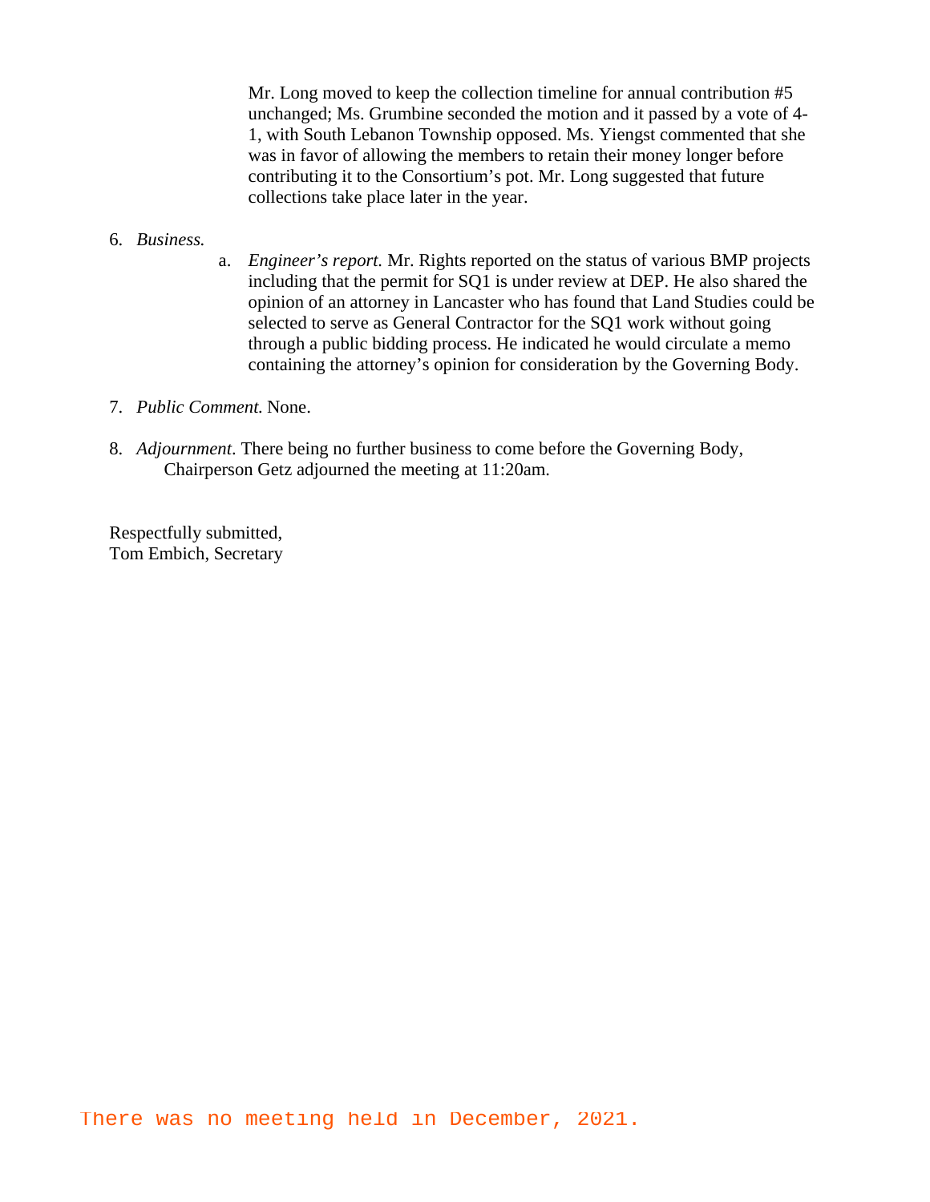Mr. Long moved to keep the collection timeline for annual contribution #5 unchanged; Ms. Grumbine seconded the motion and it passed by a vote of 4-1, with South Lebanon Township opposed. Ms. Yiengst commented that she was in favor of allowing the members to retain their money longer before contributing it to the Consortium's pot. Mr. Long suggested that future collections take place later in the year.

6. *Business.*
   a. *Engineer's report.* Mr. Rights reported on the status of various BMP projects including that the permit for SQ1 is under review at DEP. He also shared the opinion of an attorney in Lancaster who has found that Land Studies could be selected to serve as General Contractor for the SQ1 work without going through a public bidding process. He indicated he would circulate a memo containing the attorney's opinion for consideration by the Governing Body.

7. *Public Comment.* None.

8. *Adjournment*. There being no further business to come before the Governing Body, Chairperson Getz adjourned the meeting at 11:20am.

Respectfully submitted,
Tom Embich, Secretary

There was no meeting held in December, 2021.